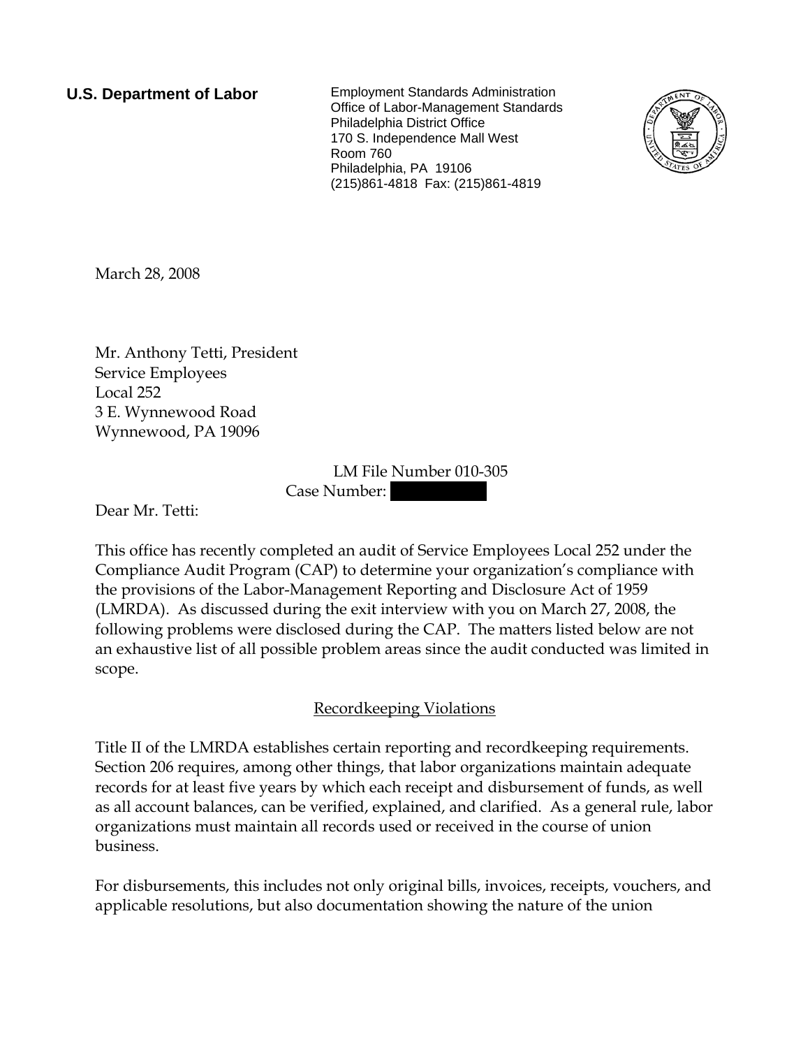**U.S. Department of Labor**

Employment Standards Administration
Office of Labor-Management Standards
Philadelphia District Office
170 S. Independence Mall West
Room 760
Philadelphia, PA 19106
(215)861-4818 Fax: (215)861-4819

March 28, 2008

Mr. Anthony Tetti, President
Service Employees
Local 252
3 E. Wynnewood Road
Wynnewood, PA 19096

LM File Number 010-305
Case Number:

Dear Mr. Tetti:

This office has recently completed an audit of Service Employees Local 252 under the Compliance Audit Program (CAP) to determine your organization's compliance with the provisions of the Labor-Management Reporting and Disclosure Act of 1959 (LMRDA). As discussed during the exit interview with you on March 27, 2008, the following problems were disclosed during the CAP. The matters listed below are not an exhaustive list of all possible problem areas since the audit conducted was limited in scope.

## Recordkeeping Violations

Title II of the LMRDA establishes certain reporting and recordkeeping requirements. Section 206 requires, among other things, that labor organizations maintain adequate records for at least five years by which each receipt and disbursement of funds, as well as all account balances, can be verified, explained, and clarified. As a general rule, labor organizations must maintain all records used or received in the course of union business.

For disbursements, this includes not only original bills, invoices, receipts, vouchers, and applicable resolutions, but also documentation showing the nature of the union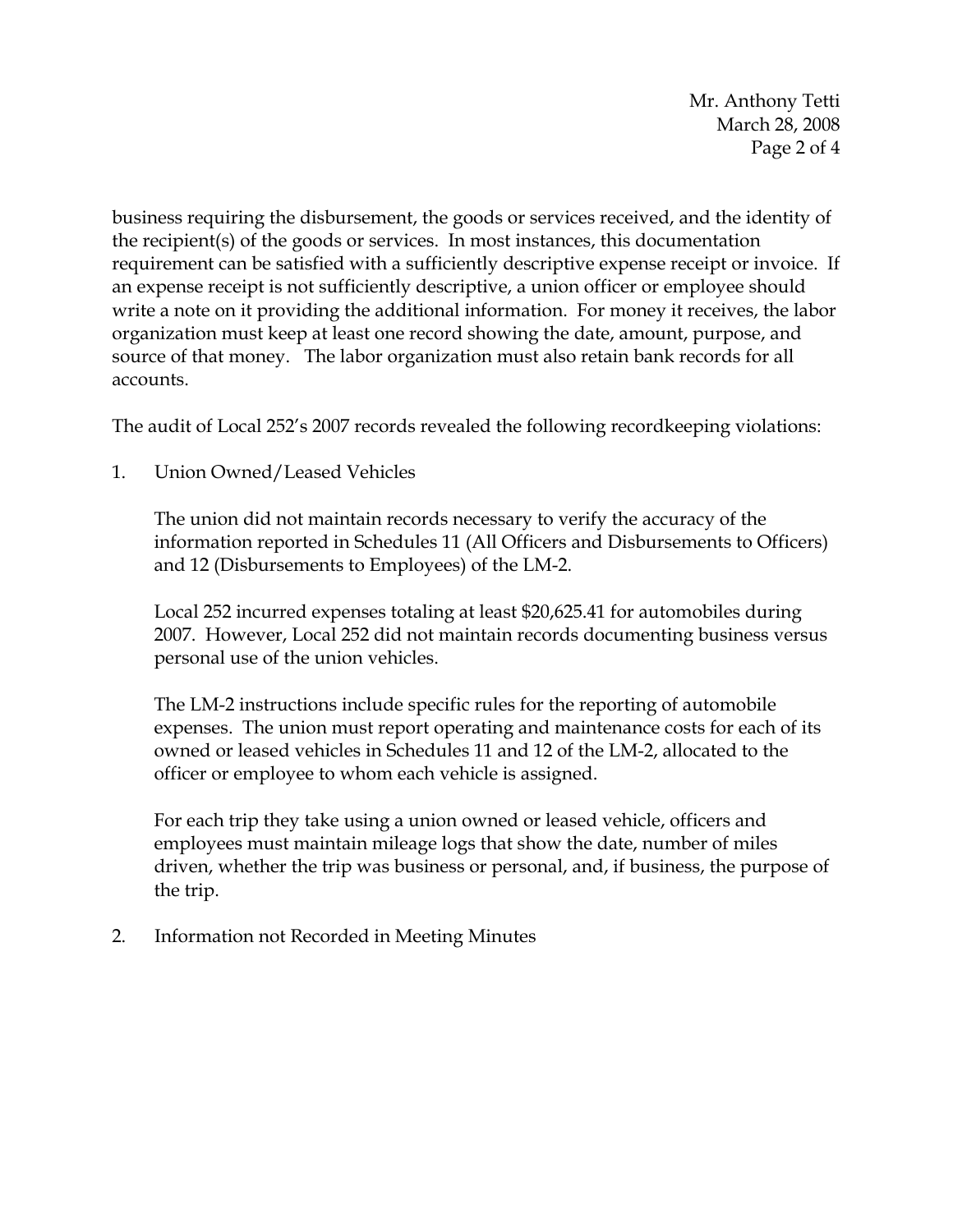business requiring the disbursement, the goods or services received, and the identity of the recipient(s) of the goods or services. In most instances, this documentation requirement can be satisfied with a sufficiently descriptive expense receipt or invoice. If an expense receipt is not sufficiently descriptive, a union officer or employee should write a note on it providing the additional information. For money it receives, the labor organization must keep at least one record showing the date, amount, purpose, and source of that money. The labor organization must also retain bank records for all accounts.

The audit of Local 252's 2007 records revealed the following recordkeeping violations:

1. Union Owned/Leased Vehicles

   The union did not maintain records necessary to verify the accuracy of the information reported in Schedules 11 (All Officers and Disbursements to Officers) and 12 (Disbursements to Employees) of the LM-2.

   Local 252 incurred expenses totaling at least $20,625.41 for automobiles during 2007. However, Local 252 did not maintain records documenting business versus personal use of the union vehicles.

   The LM-2 instructions include specific rules for the reporting of automobile expenses. The union must report operating and maintenance costs for each of its owned or leased vehicles in Schedules 11 and 12 of the LM-2, allocated to the officer or employee to whom each vehicle is assigned.

   For each trip they take using a union owned or leased vehicle, officers and employees must maintain mileage logs that show the date, number of miles driven, whether the trip was business or personal, and, if business, the purpose of the trip.

2. Information not Recorded in Meeting Minutes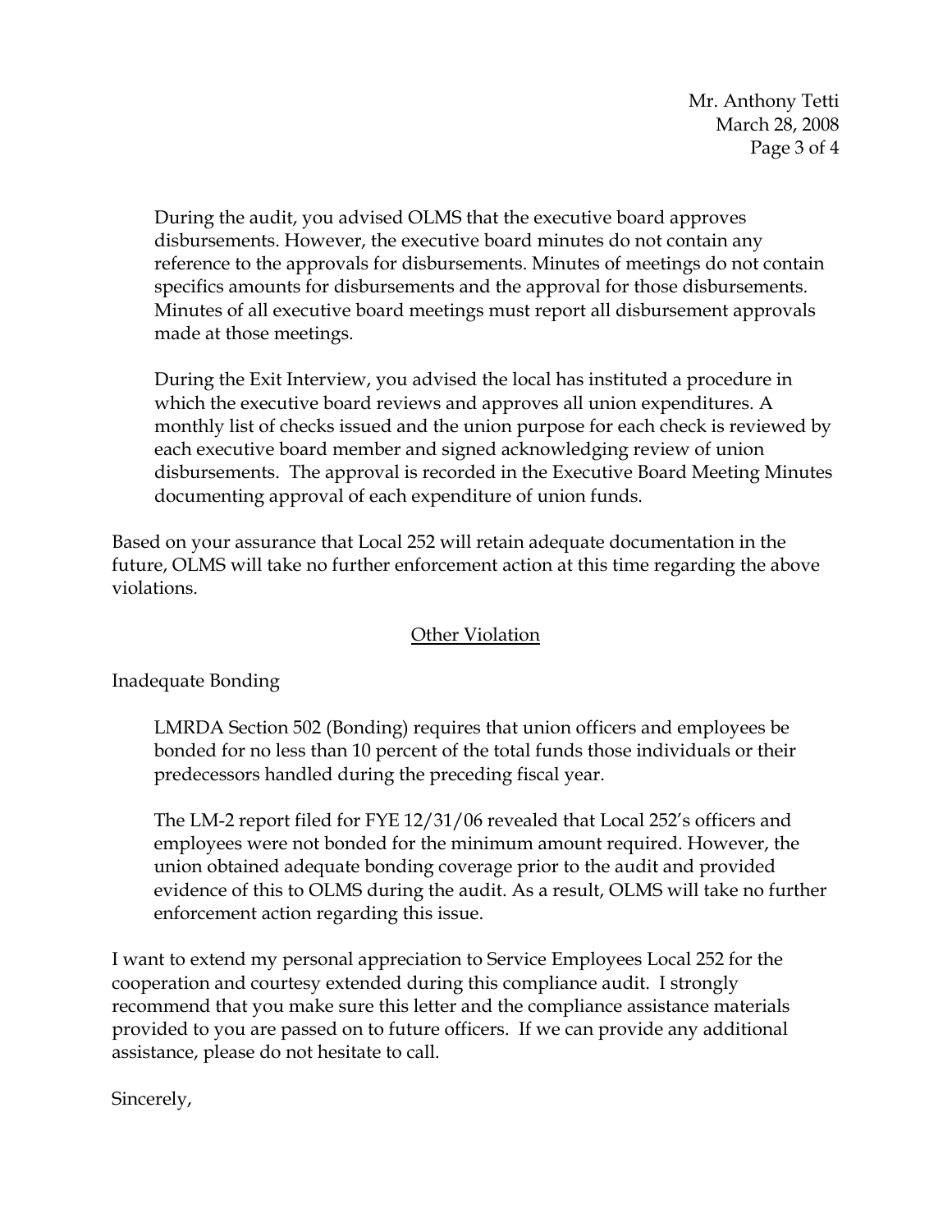During the audit, you advised OLMS that the executive board approves disbursements. However, the executive board minutes do not contain any reference to the approvals for disbursements. Minutes of meetings do not contain specifics amounts for disbursements and the approval for those disbursements. Minutes of all executive board meetings must report all disbursement approvals made at those meetings.

During the Exit Interview, you advised the local has instituted a procedure in which the executive board reviews and approves all union expenditures. A monthly list of checks issued and the union purpose for each check is reviewed by each executive board member and signed acknowledging review of union disbursements. The approval is recorded in the Executive Board Meeting Minutes documenting approval of each expenditure of union funds.

Based on your assurance that Local 252 will retain adequate documentation in the future, OLMS will take no further enforcement action at this time regarding the above violations.

## Other Violation

Inadequate Bonding

LMRDA Section 502 (Bonding) requires that union officers and employees be bonded for no less than 10 percent of the total funds those individuals or their predecessors handled during the preceding fiscal year.

The LM-2 report filed for FYE 12/31/06 revealed that Local 252's officers and employees were not bonded for the minimum amount required. However, the union obtained adequate bonding coverage prior to the audit and provided evidence of this to OLMS during the audit. As a result, OLMS will take no further enforcement action regarding this issue.

I want to extend my personal appreciation to Service Employees Local 252 for the cooperation and courtesy extended during this compliance audit. I strongly recommend that you make sure this letter and the compliance assistance materials provided to you are passed on to future officers. If we can provide any additional assistance, please do not hesitate to call.

Sincerely,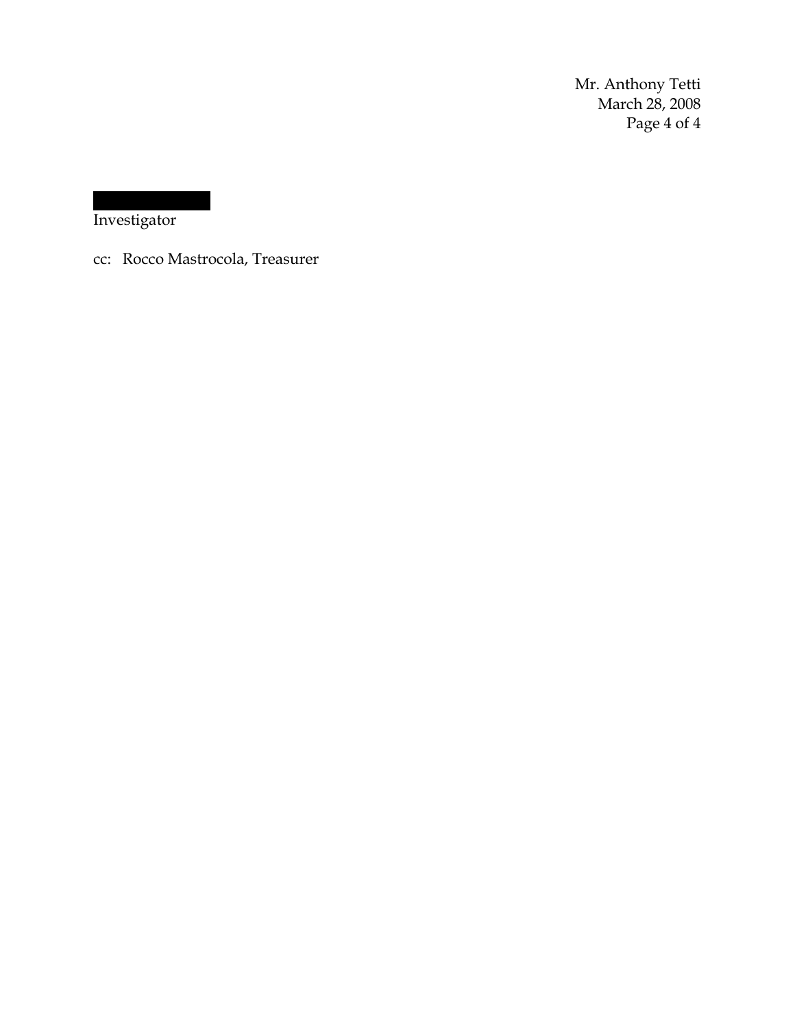Investigator

cc: Rocco Mastrocola, Treasurer